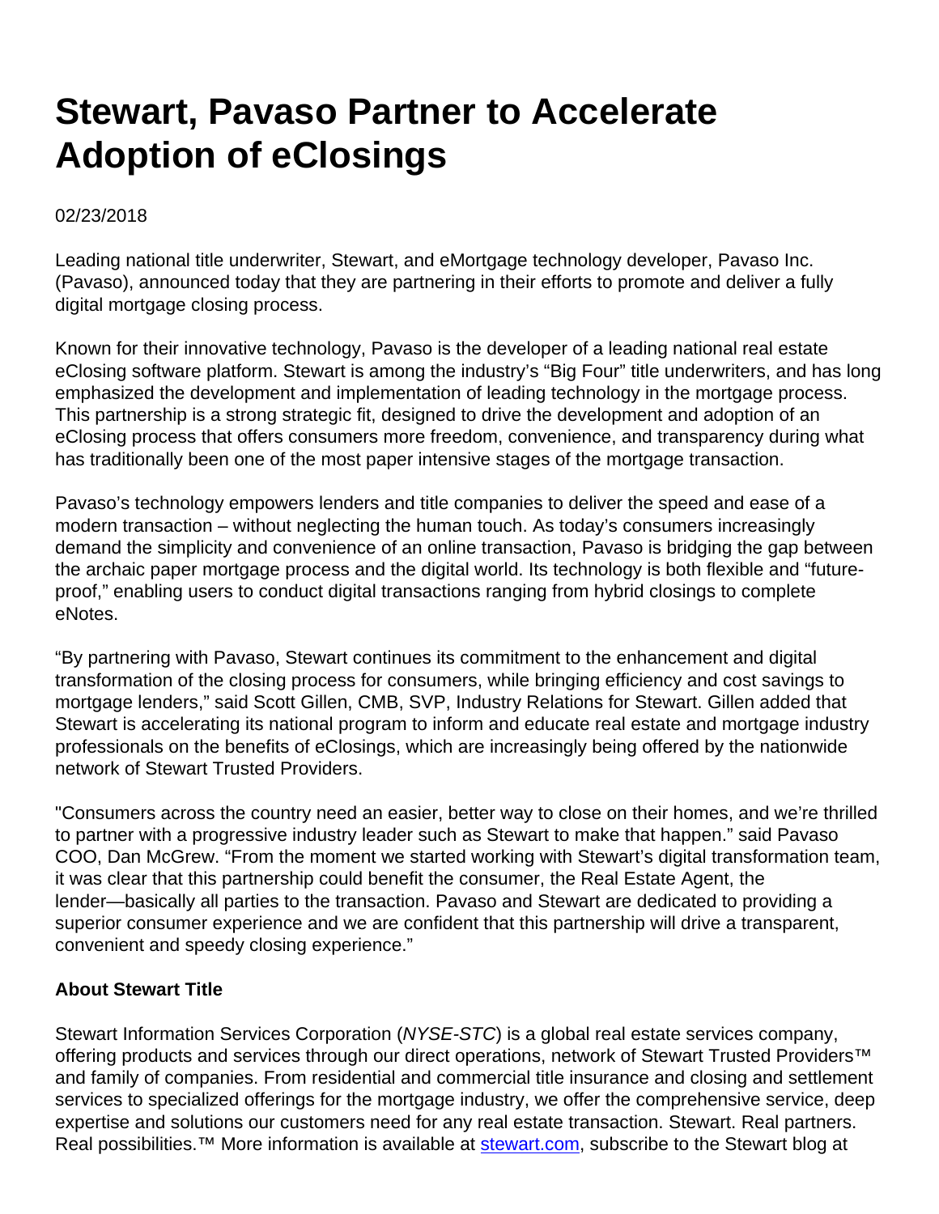# Stewart, Pavaso Partner to Accelerate Adoption of eClosings

02/23/2018

Leading national title underwriter, Stewart, and eMortgage technology developer, Pavaso Inc. (Pavaso), announced today that they are partnering in their efforts to promote and deliver a fully digital mortgage closing process.

Known for their innovative technology, Pavaso is the developer of a leading national real estate eClosing software platform. Stewart is among the industry's "Big Four" title underwriters, and has long emphasized the development and implementation of leading technology in the mortgage process. This partnership is a strong strategic fit, designed to drive the development and adoption of an eClosing process that offers consumers more freedom, convenience, and transparency during what has traditionally been one of the most paper intensive stages of the mortgage transaction.

Pavaso's technology empowers lenders and title companies to deliver the speed and ease of a modern transaction – without neglecting the human touch. As today's consumers increasingly demand the simplicity and convenience of an online transaction, Pavaso is bridging the gap between the archaic paper mortgage process and the digital world. Its technology is both flexible and "future-proof," enabling users to conduct digital transactions ranging from hybrid closings to complete eNotes.

"By partnering with Pavaso, Stewart continues its commitment to the enhancement and digital transformation of the closing process for consumers, while bringing efficiency and cost savings to mortgage lenders," said Scott Gillen, CMB, SVP, Industry Relations for Stewart. Gillen added that Stewart is accelerating its national program to inform and educate real estate and mortgage industry professionals on the benefits of eClosings, which are increasingly being offered by the nationwide network of Stewart Trusted Providers.

"Consumers across the country need an easier, better way to close on their homes, and we're thrilled to partner with a progressive industry leader such as Stewart to make that happen." said Pavaso COO, Dan McGrew. "From the moment we started working with Stewart's digital transformation team, it was clear that this partnership could benefit the consumer, the Real Estate Agent, the lender—basically all parties to the transaction. Pavaso and Stewart are dedicated to providing a superior consumer experience and we are confident that this partnership will drive a transparent, convenient and speedy closing experience."

**About Stewart Title**

Stewart Information Services Corporation (*NYSE-STC*) is a global real estate services company, offering products and services through our direct operations, network of Stewart Trusted Providers™ and family of companies. From residential and commercial title insurance and closing and settlement services to specialized offerings for the mortgage industry, we offer the comprehensive service, deep expertise and solutions our customers need for any real estate transaction. Stewart. Real partners. Real possibilities.™ More information is available at [stewart.com](stewart.com), subscribe to the Stewart blog at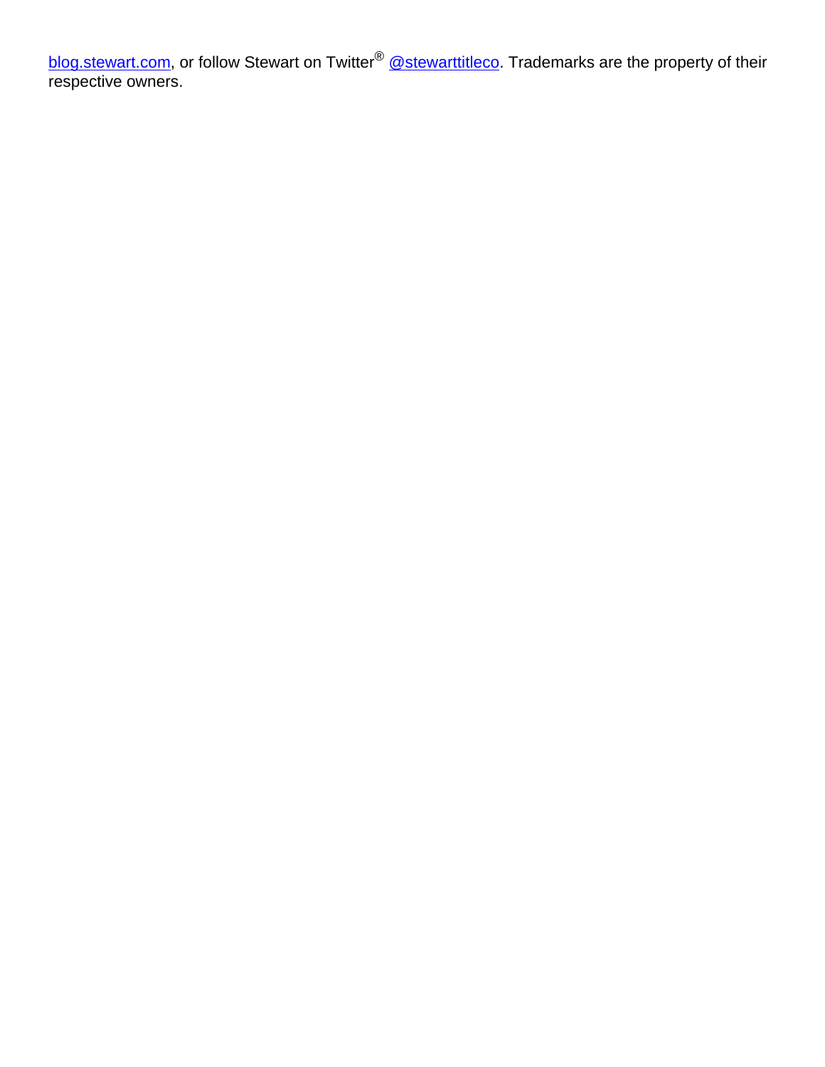blog.stewart.com, or follow Stewart on Twitter® @stewarttitleco. Trademarks are the property of their respective owners.